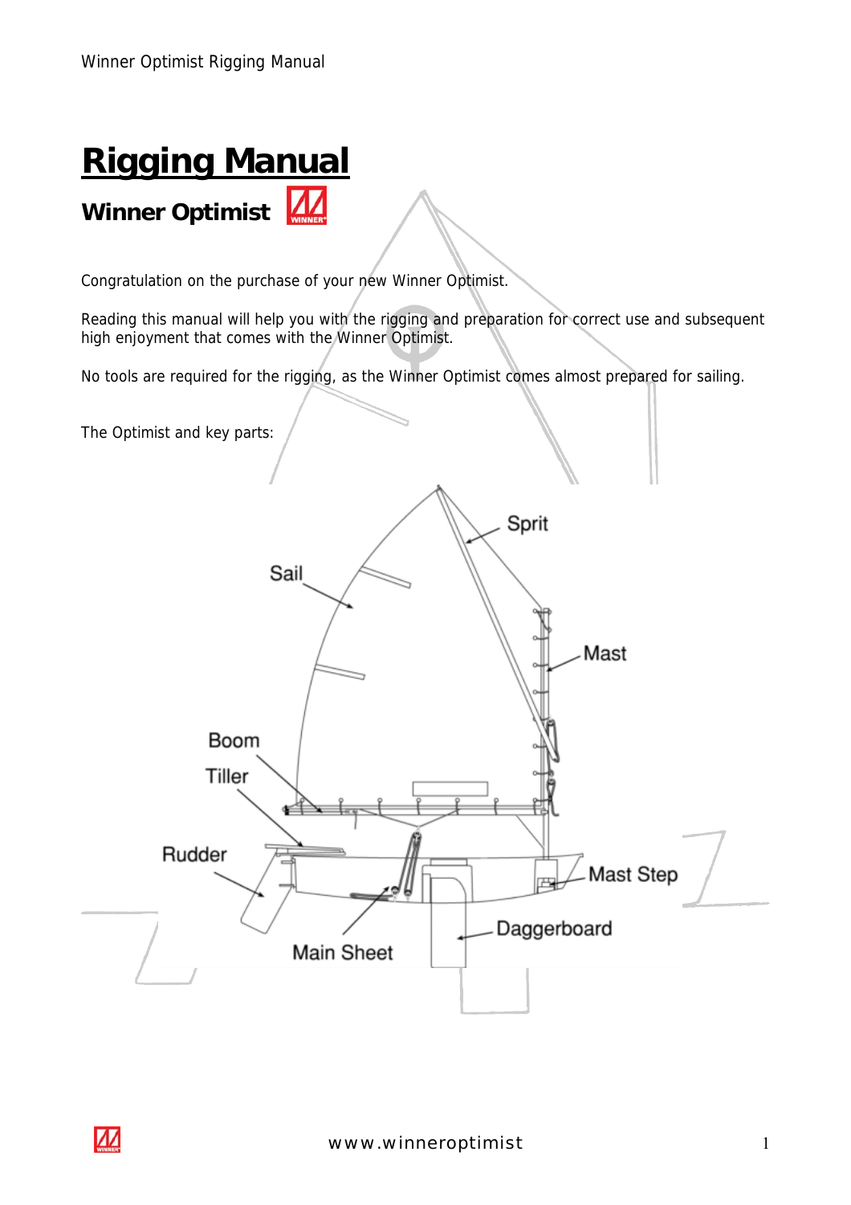# Rigging Manual

## Winner Optimist

Congratulation on the purchase of your new Winner Optimist.

Reading this manual will help you with the rigging and preparation for correct use and subsequent high enjoyment that comes with the Winner Optimist.

No tools are required for the rigging, as the Winner Optimist comes almost prepared for sailing.

The Optimist and key parts:

Sail
Sprit
Mast
Boom
Tiller
Rudder
Mast Step
Daggerboard
Main Sheet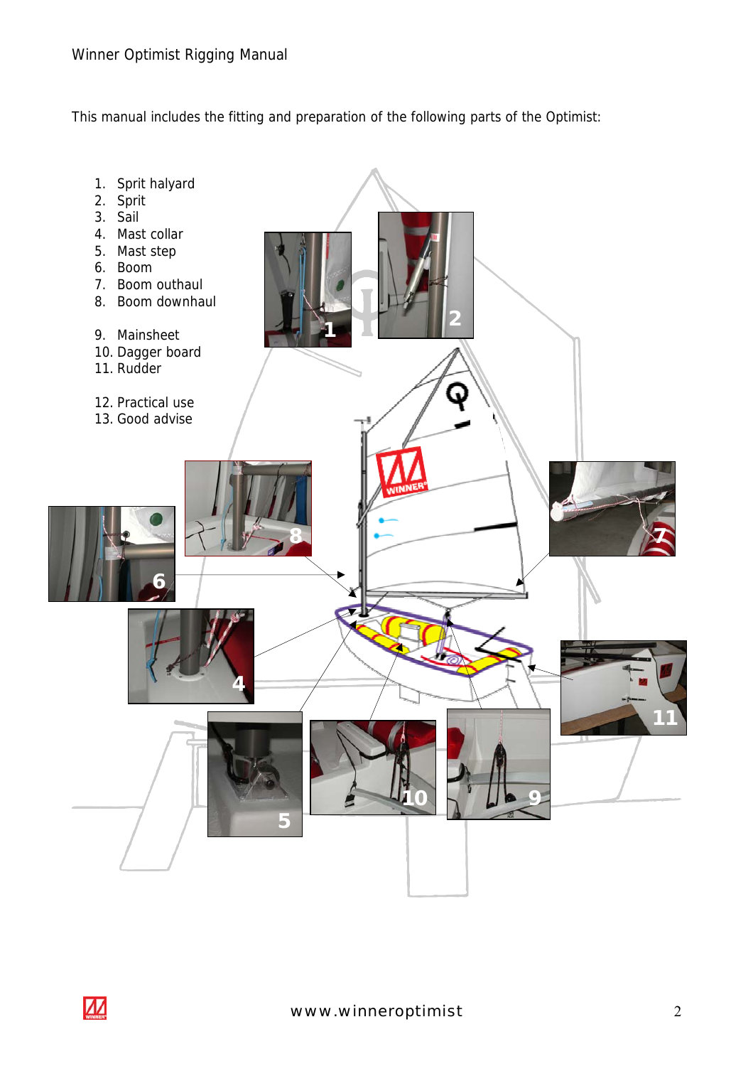This manual includes the fitting and preparation of the following parts of the Optimist:

1. Sprit halyard
2. Sprit
3. Sail
4. Mast collar
5. Mast step
6. Boom
7. Boom outhaul
8. Boom downhaul

9. Mainsheet
10. Dagger board
11. Rudder

12. Practical use
13. Good advise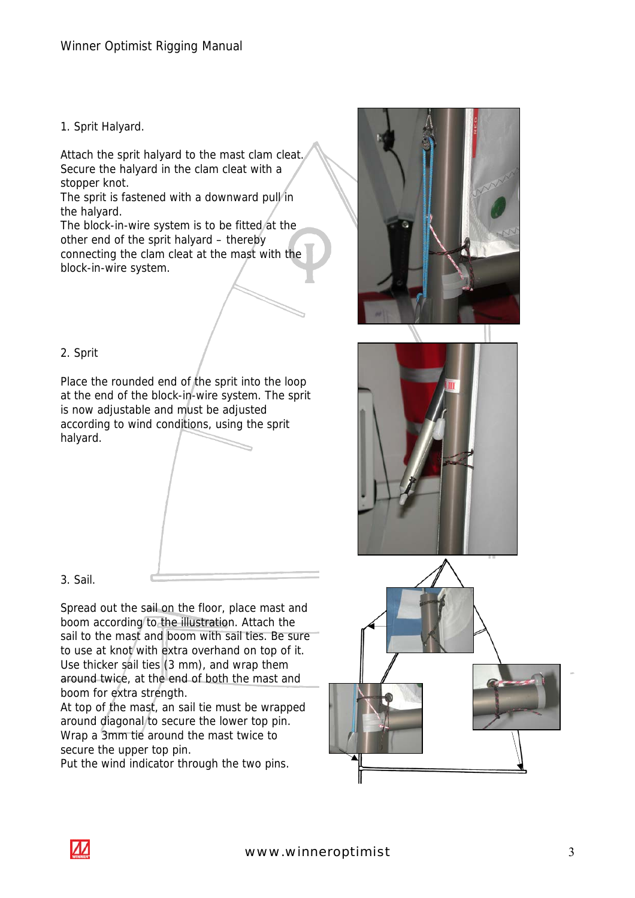1. Sprit Halyard.

Attach the sprit halyard to the mast clam cleat. Secure the halyard in the clam cleat with a stopper knot.
The sprit is fastened with a downward pull in the halyard.
The block-in-wire system is to be fitted at the other end of the sprit halyard – thereby connecting the clam cleat at the mast with the block-in-wire system.

2. Sprit

Place the rounded end of the sprit into the loop at the end of the block-in-wire system. The sprit is now adjustable and must be adjusted according to wind conditions, using the sprit halyard.

3. Sail.

Spread out the sail on the floor, place mast and boom according to the illustration. Attach the sail to the mast and boom with sail ties. Be sure to use at knot with extra overhand on top of it.
Use thicker sail ties (3 mm), and wrap them around twice, at the end of both the mast and boom for extra strength.
At top of the mast, an sail tie must be wrapped around diagonal to secure the lower top pin.
Wrap a 3mm tie around the mast twice to secure the upper top pin.
Put the wind indicator through the two pins.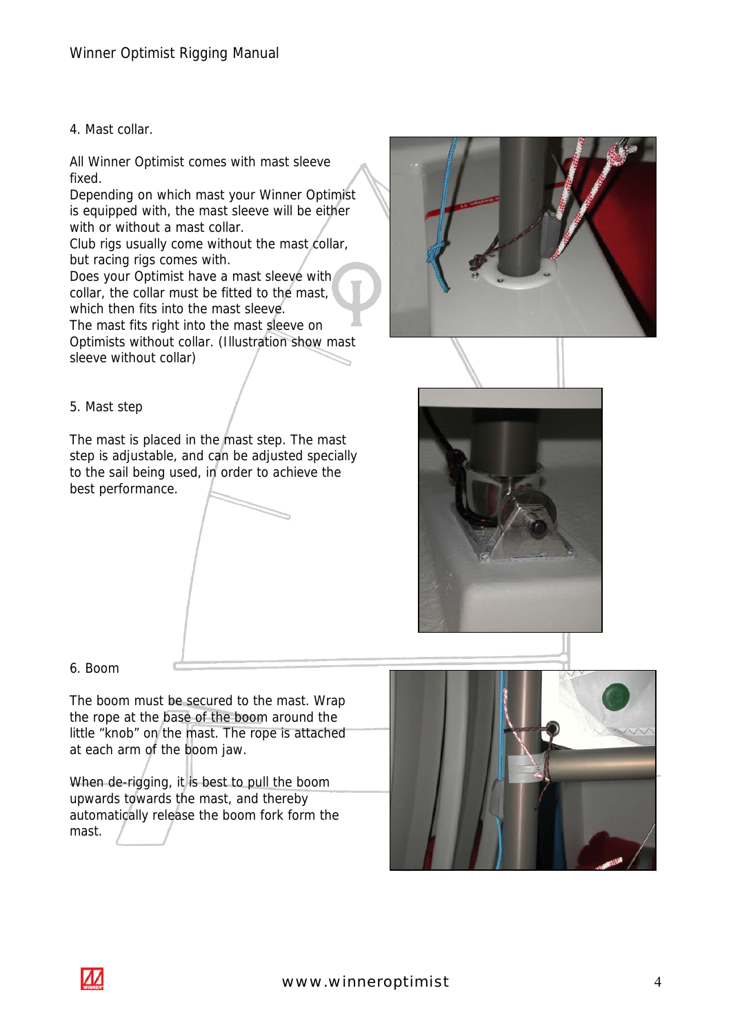## 4. Mast collar.

All Winner Optimist comes with mast sleeve fixed.
Depending on which mast your Winner Optimist is equipped with, the mast sleeve will be either with or without a mast collar.
Club rigs usually come without the mast collar, but racing rigs comes with.
Does your Optimist have a mast sleeve with collar, the collar must be fitted to the mast, which then fits into the mast sleeve.
The mast fits right into the mast sleeve on Optimists without collar. (Illustration show mast sleeve without collar)

## 5. Mast step

The mast is placed in the mast step. The mast step is adjustable, and can be adjusted specially to the sail being used, in order to achieve the best performance.

## 6. Boom

The boom must be secured to the mast. Wrap the rope at the base of the boom around the little "knob" on the mast. The rope is attached at each arm of the boom jaw.

When de-rigging, it is best to pull the boom upwards towards the mast, and thereby automatically release the boom fork form the mast.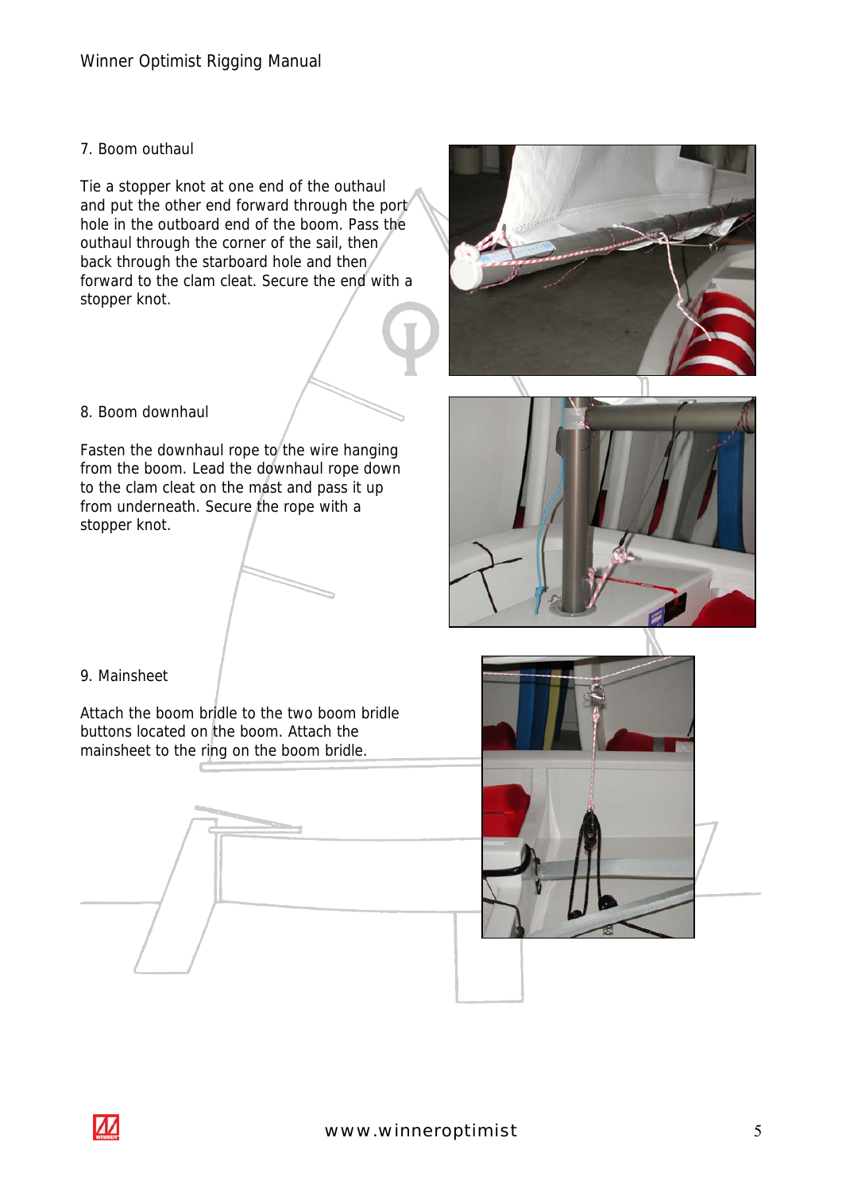## 7. Boom outhaul

Tie a stopper knot at one end of the outhaul and put the other end forward through the port hole in the outboard end of the boom. Pass the outhaul through the corner of the sail, then back through the starboard hole and then forward to the clam cleat. Secure the end with a stopper knot.

## 8. Boom downhaul

Fasten the downhaul rope to the wire hanging from the boom. Lead the downhaul rope down to the clam cleat on the mast and pass it up from underneath. Secure the rope with a stopper knot.

## 9. Mainsheet

Attach the boom bridle to the two boom bridle buttons located on the boom. Attach the mainsheet to the ring on the boom bridle.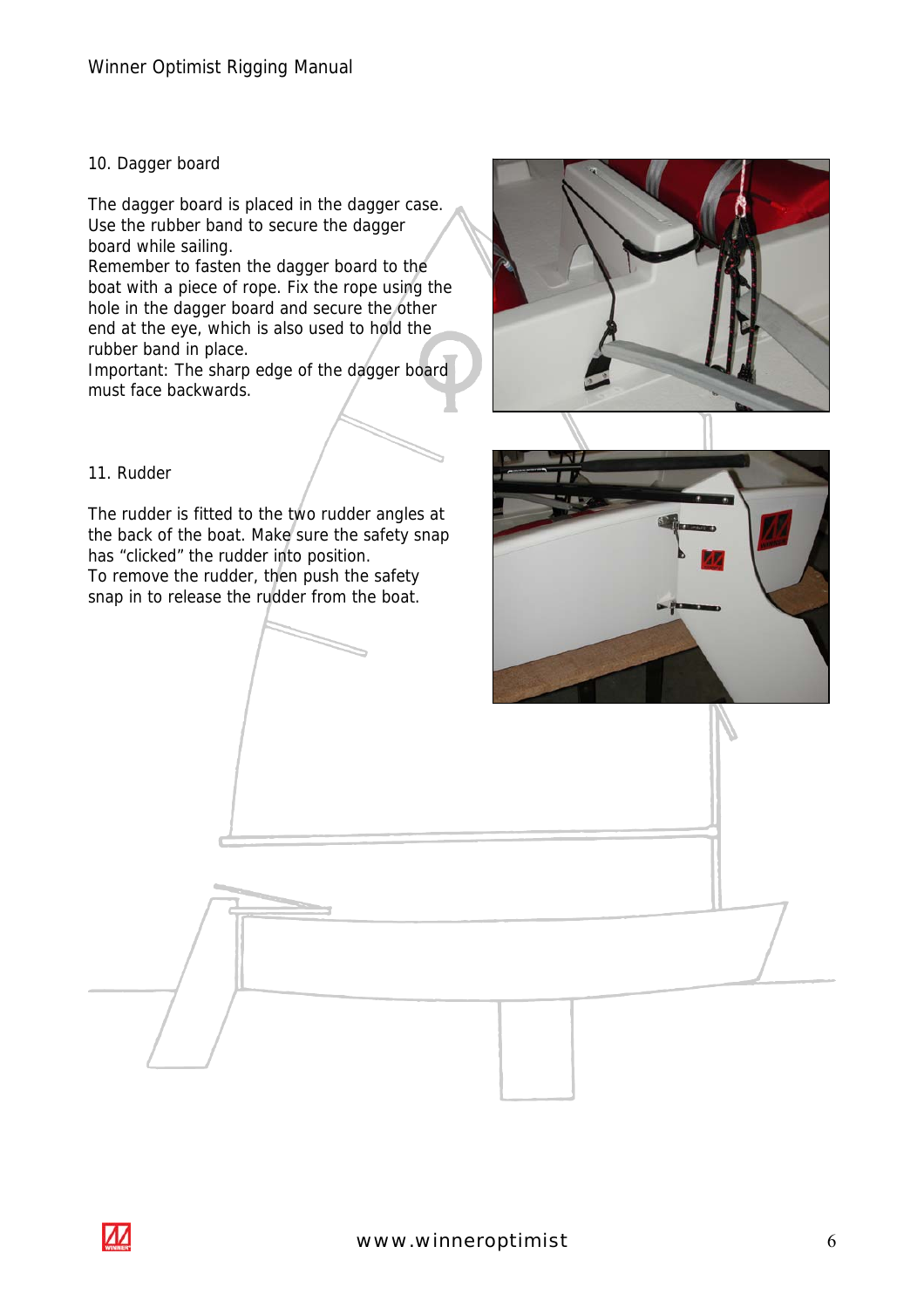## 10. Dagger board

The dagger board is placed in the dagger case. Use the rubber band to secure the dagger board while sailing.
Remember to fasten the dagger board to the boat with a piece of rope. Fix the rope using the hole in the dagger board and secure the other end at the eye, which is also used to hold the rubber band in place.
Important: The sharp edge of the dagger board must face backwards.

## 11. Rudder

The rudder is fitted to the two rudder angles at the back of the boat. Make sure the safety snap has "clicked" the rudder into position.
To remove the rudder, then push the safety snap in to release the rudder from the boat.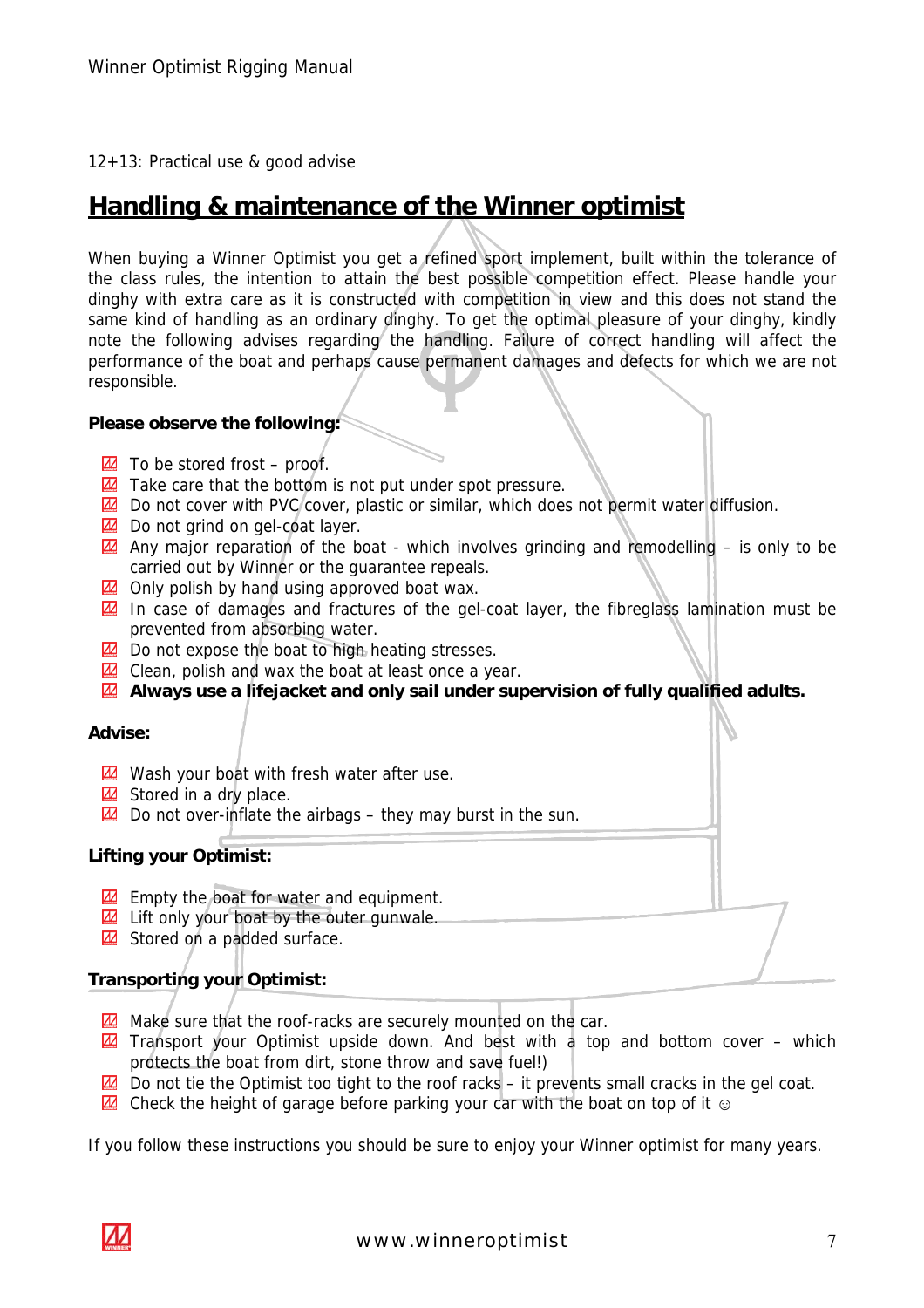12+13: Practical use & good advise

# Handling & maintenance of the Winner optimist

When buying a Winner Optimist you get a refined sport implement, built within the tolerance of the class rules, the intention to attain the best possible competition effect. Please handle your dinghy with extra care as it is constructed with competition in view and this does not stand the same kind of handling as an ordinary dinghy. To get the optimal pleasure of your dinghy, kindly note the following advises regarding the handling. Failure of correct handling will affect the performance of the boat and perhaps cause permanent damages and defects for which we are not responsible.

**Please observe the following:**

- To be stored frost – proof.
- Take care that the bottom is not put under spot pressure.
- Do not cover with PVC cover, plastic or similar, which does not permit water diffusion.
- Do not grind on gel-coat layer.
- Any major reparation of the boat - which involves grinding and remodelling – is only to be carried out by Winner or the guarantee repeals.
- Only polish by hand using approved boat wax.
- In case of damages and fractures of the gel-coat layer, the fibreglass lamination must be prevented from absorbing water.
- Do not expose the boat to high heating stresses.
- Clean, polish and wax the boat at least once a year.
- **Always use a lifejacket and only sail under supervision of fully qualified adults.**

**Advise:**

- Wash your boat with fresh water after use.
- Stored in a dry place.
- Do not over-inflate the airbags – they may burst in the sun.

**Lifting your Optimist:**

- Empty the boat for water and equipment.
- Lift only your boat by the outer gunwale.
- Stored on a padded surface.

**Transporting your Optimist:**

- Make sure that the roof-racks are securely mounted on the car.
- Transport your Optimist upside down. And best with a top and bottom cover – which protects the boat from dirt, stone throw and save fuel!)
- Do not tie the Optimist too tight to the roof racks – it prevents small cracks in the gel coat.
- Check the height of garage before parking your car with the boat on top of it ☺

If you follow these instructions you should be sure to enjoy your Winner optimist for many years.